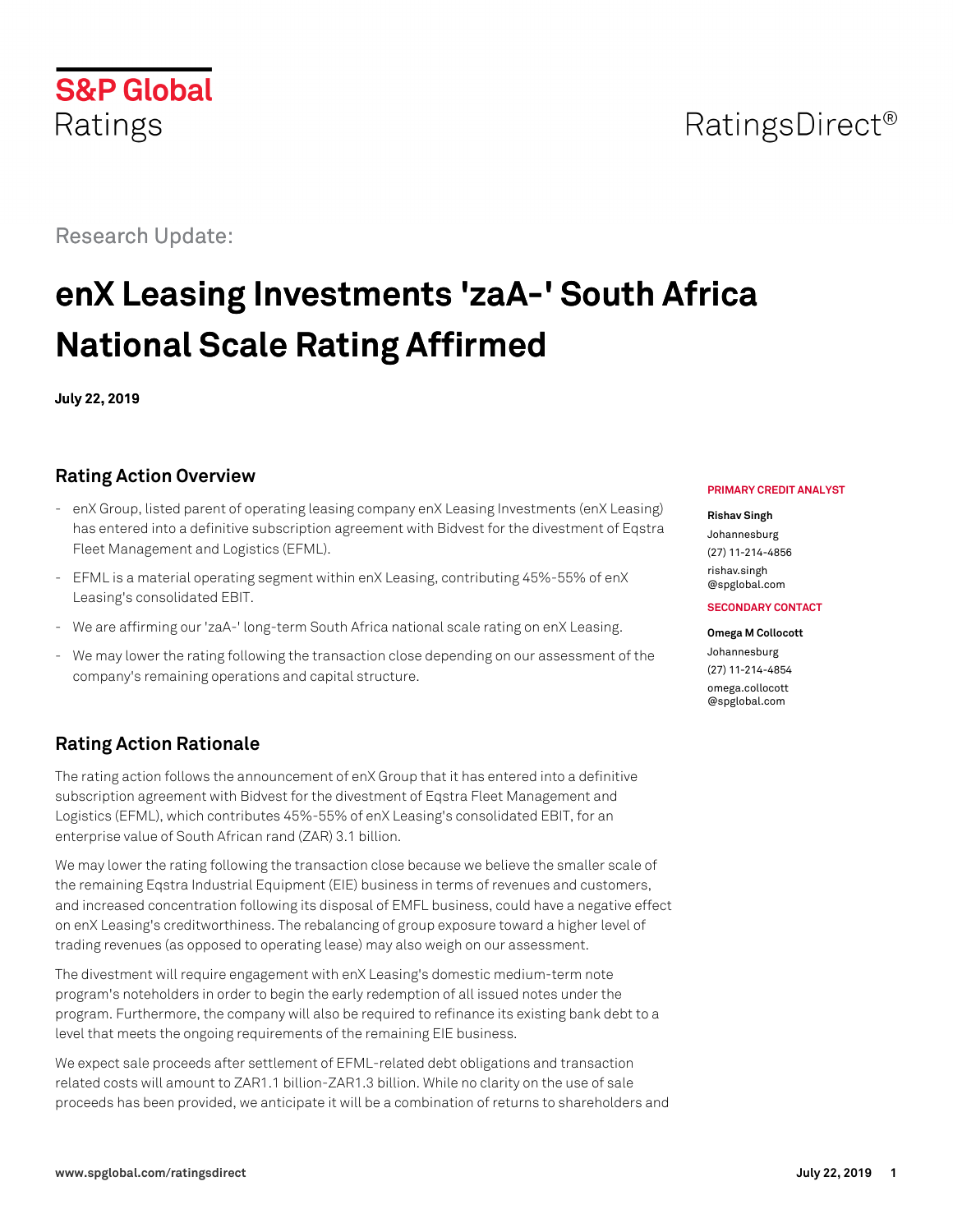S&P Global Ratings

RatingsDirect®

Research Update:

# enX Leasing Investments 'zaA-' South Africa National Scale Rating Affirmed

**July 22, 2019**

**PRIMARY CREDIT ANALYST**

**Rishav Singh**
Johannesburg
(27) 11-214-4856
rishav.singh@spglobal.com

**SECONDARY CONTACT**

**Omega M Collocott**
Johannesburg
(27) 11-214-4854
omega.collocott@spglobal.com

## Rating Action Overview

- enX Group, listed parent of operating leasing company enX Leasing Investments (enX Leasing) has entered into a definitive subscription agreement with Bidvest for the divestment of Eqstra Fleet Management and Logistics (EFML).
- EFML is a material operating segment within enX Leasing, contributing 45%-55% of enX Leasing's consolidated EBIT.
- We are affirming our 'zaA-' long-term South Africa national scale rating on enX Leasing.
- We may lower the rating following the transaction close depending on our assessment of the company's remaining operations and capital structure.

## Rating Action Rationale

The rating action follows the announcement of enX Group that it has entered into a definitive subscription agreement with Bidvest for the divestment of Eqstra Fleet Management and Logistics (EFML), which contributes 45%-55% of enX Leasing's consolidated EBIT, for an enterprise value of South African rand (ZAR) 3.1 billion.

We may lower the rating following the transaction close because we believe the smaller scale of the remaining Eqstra Industrial Equipment (EIE) business in terms of revenues and customers, and increased concentration following its disposal of EMFL business, could have a negative effect on enX Leasing's creditworthiness. The rebalancing of group exposure toward a higher level of trading revenues (as opposed to operating lease) may also weigh on our assessment.

The divestment will require engagement with enX Leasing's domestic medium-term note program's noteholders in order to begin the early redemption of all issued notes under the program. Furthermore, the company will also be required to refinance its existing bank debt to a level that meets the ongoing requirements of the remaining EIE business.

We expect sale proceeds after settlement of EFML-related debt obligations and transaction related costs will amount to ZAR1.1 billion-ZAR1.3 billion. While no clarity on the use of sale proceeds has been provided, we anticipate it will be a combination of returns to shareholders and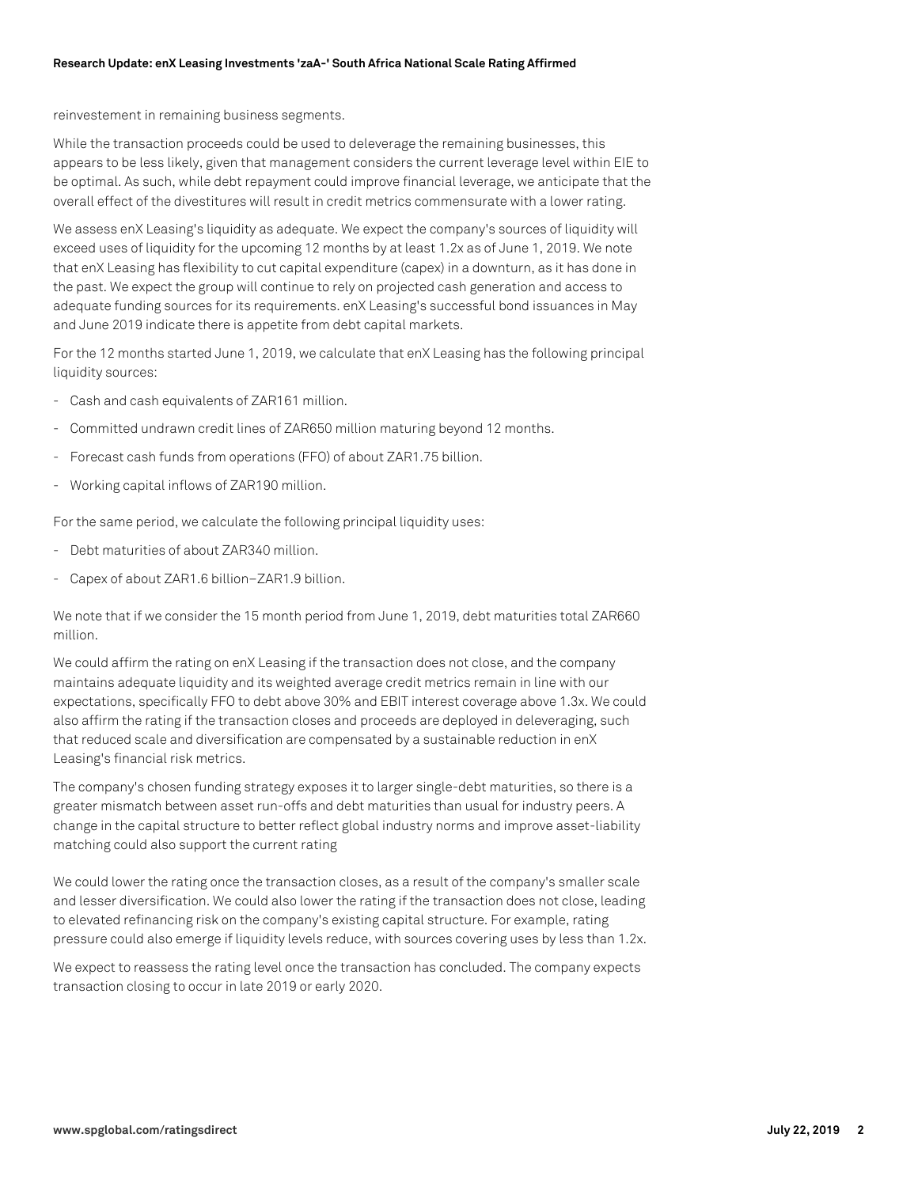reinvestement in remaining business segments.

While the transaction proceeds could be used to deleverage the remaining businesses, this appears to be less likely, given that management considers the current leverage level within EIE to be optimal. As such, while debt repayment could improve financial leverage, we anticipate that the overall effect of the divestitures will result in credit metrics commensurate with a lower rating.

We assess enX Leasing's liquidity as adequate. We expect the company's sources of liquidity will exceed uses of liquidity for the upcoming 12 months by at least 1.2x as of June 1, 2019. We note that enX Leasing has flexibility to cut capital expenditure (capex) in a downturn, as it has done in the past. We expect the group will continue to rely on projected cash generation and access to adequate funding sources for its requirements. enX Leasing's successful bond issuances in May and June 2019 indicate there is appetite from debt capital markets.

For the 12 months started June 1, 2019, we calculate that enX Leasing has the following principal liquidity sources:

- Cash and cash equivalents of ZAR161 million.
- Committed undrawn credit lines of ZAR650 million maturing beyond 12 months.
- Forecast cash funds from operations (FFO) of about ZAR1.75 billion.
- Working capital inflows of ZAR190 million.

For the same period, we calculate the following principal liquidity uses:

- Debt maturities of about ZAR340 million.
- Capex of about ZAR1.6 billion–ZAR1.9 billion.

We note that if we consider the 15 month period from June 1, 2019, debt maturities total ZAR660 million.

We could affirm the rating on enX Leasing if the transaction does not close, and the company maintains adequate liquidity and its weighted average credit metrics remain in line with our expectations, specifically FFO to debt above 30% and EBIT interest coverage above 1.3x. We could also affirm the rating if the transaction closes and proceeds are deployed in deleveraging, such that reduced scale and diversification are compensated by a sustainable reduction in enX Leasing's financial risk metrics.

The company's chosen funding strategy exposes it to larger single-debt maturities, so there is a greater mismatch between asset run-offs and debt maturities than usual for industry peers. A change in the capital structure to better reflect global industry norms and improve asset-liability matching could also support the current rating

We could lower the rating once the transaction closes, as a result of the company's smaller scale and lesser diversification. We could also lower the rating if the transaction does not close, leading to elevated refinancing risk on the company's existing capital structure. For example, rating pressure could also emerge if liquidity levels reduce, with sources covering uses by less than 1.2x.

We expect to reassess the rating level once the transaction has concluded. The company expects transaction closing to occur in late 2019 or early 2020.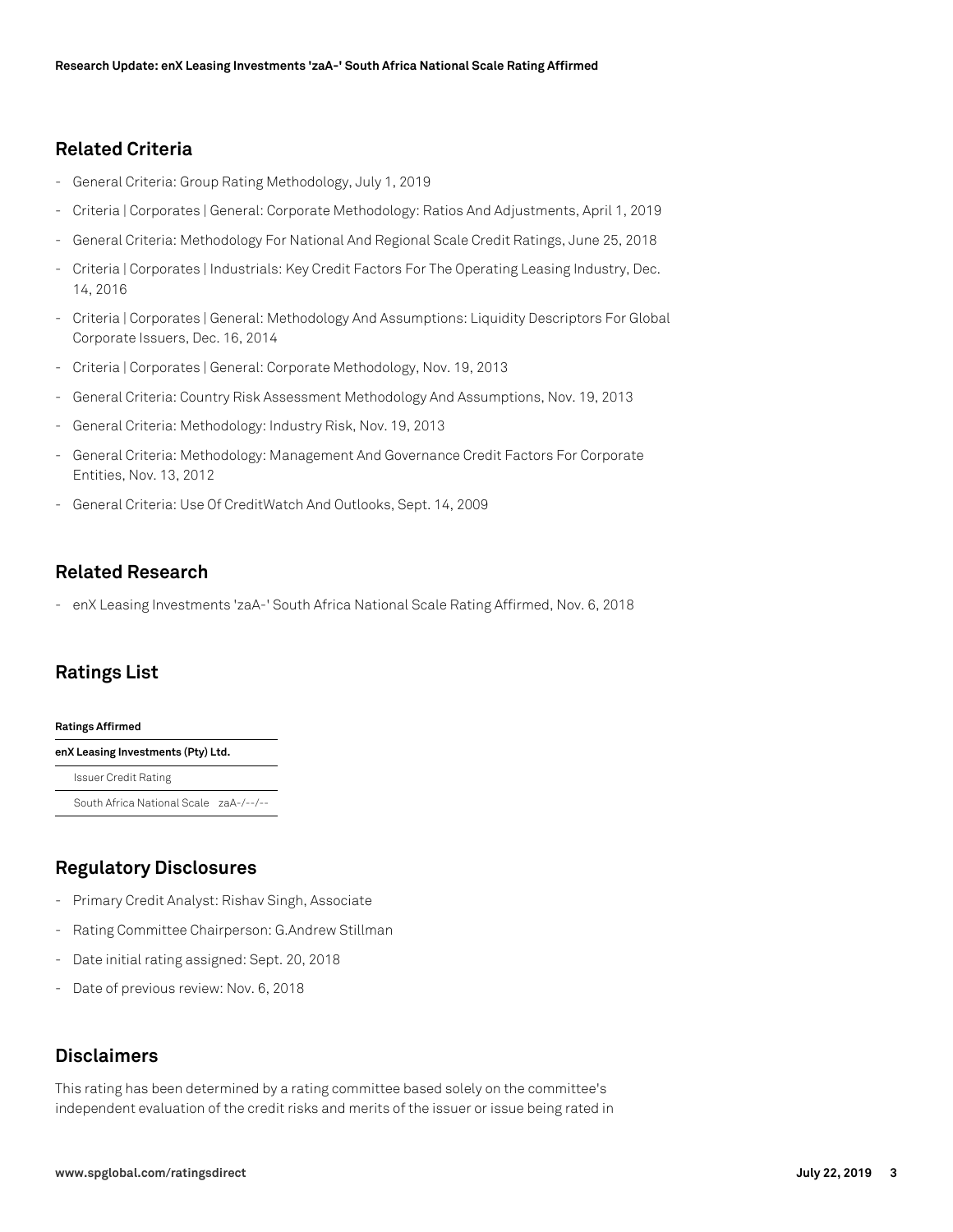## Related Criteria

- General Criteria: Group Rating Methodology, July 1, 2019
- Criteria | Corporates | General: Corporate Methodology: Ratios And Adjustments, April 1, 2019
- General Criteria: Methodology For National And Regional Scale Credit Ratings, June 25, 2018
- Criteria | Corporates | Industrials: Key Credit Factors For The Operating Leasing Industry, Dec. 14, 2016
- Criteria | Corporates | General: Methodology And Assumptions: Liquidity Descriptors For Global Corporate Issuers, Dec. 16, 2014
- Criteria | Corporates | General: Corporate Methodology, Nov. 19, 2013
- General Criteria: Country Risk Assessment Methodology And Assumptions, Nov. 19, 2013
- General Criteria: Methodology: Industry Risk, Nov. 19, 2013
- General Criteria: Methodology: Management And Governance Credit Factors For Corporate Entities, Nov. 13, 2012
- General Criteria: Use Of CreditWatch And Outlooks, Sept. 14, 2009

## Related Research

- enX Leasing Investments 'zaA-' South Africa National Scale Rating Affirmed, Nov. 6, 2018

## Ratings List

| Ratings Affirmed | |
|---|---|
| **enX Leasing Investments (Pty) Ltd.** | |
| Issuer Credit Rating | |
| South Africa National Scale | zaA-/--/-- |

## Regulatory Disclosures

- Primary Credit Analyst: Rishav Singh, Associate
- Rating Committee Chairperson: G.Andrew Stillman
- Date initial rating assigned: Sept. 20, 2018
- Date of previous review: Nov. 6, 2018

## Disclaimers

This rating has been determined by a rating committee based solely on the committee's independent evaluation of the credit risks and merits of the issuer or issue being rated in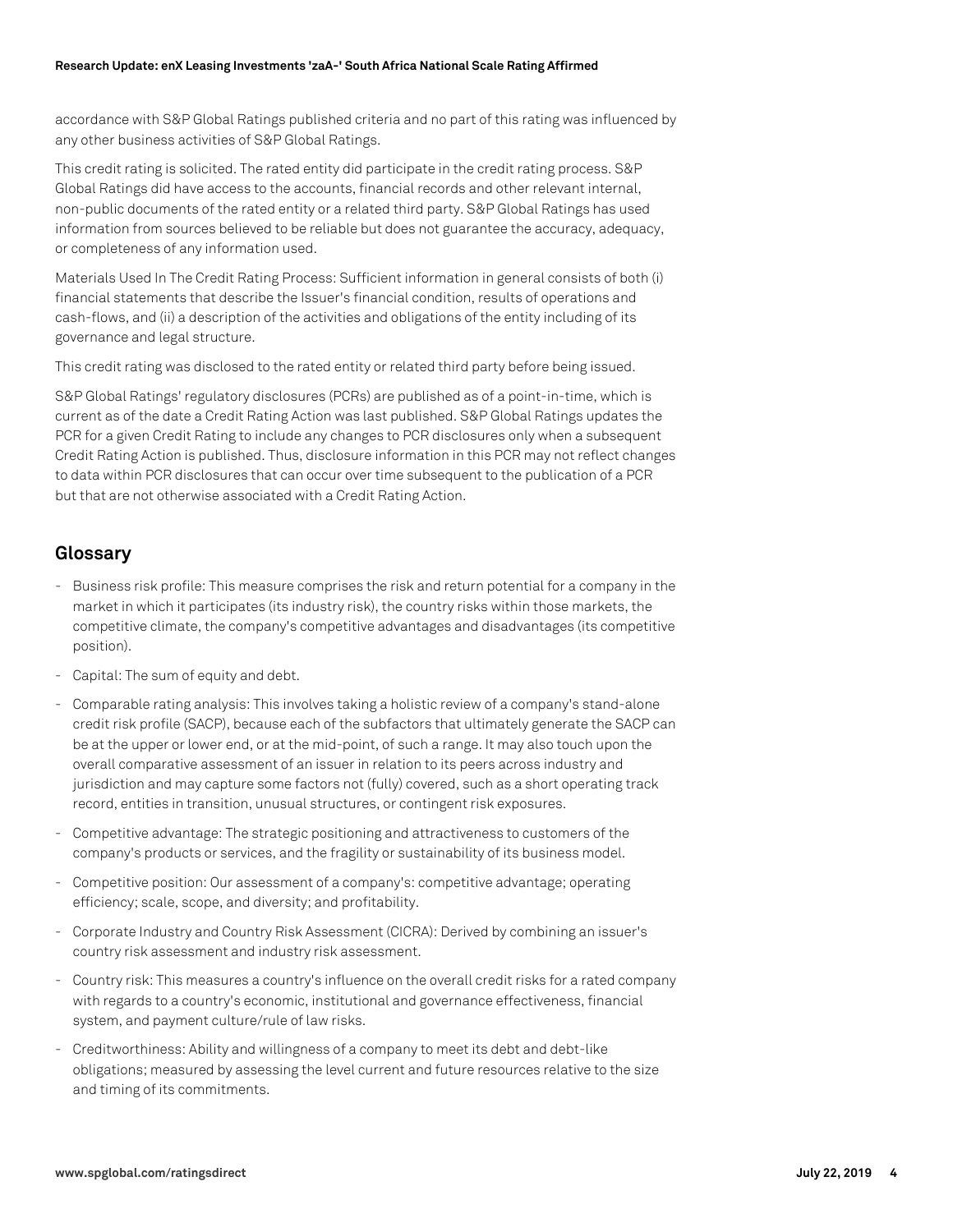accordance with S&P Global Ratings published criteria and no part of this rating was influenced by any other business activities of S&P Global Ratings.

This credit rating is solicited. The rated entity did participate in the credit rating process. S&P Global Ratings did have access to the accounts, financial records and other relevant internal, non-public documents of the rated entity or a related third party. S&P Global Ratings has used information from sources believed to be reliable but does not guarantee the accuracy, adequacy, or completeness of any information used.

Materials Used In The Credit Rating Process: Sufficient information in general consists of both (i) financial statements that describe the Issuer's financial condition, results of operations and cash-flows, and (ii) a description of the activities and obligations of the entity including of its governance and legal structure.

This credit rating was disclosed to the rated entity or related third party before being issued.

S&P Global Ratings' regulatory disclosures (PCRs) are published as of a point-in-time, which is current as of the date a Credit Rating Action was last published. S&P Global Ratings updates the PCR for a given Credit Rating to include any changes to PCR disclosures only when a subsequent Credit Rating Action is published. Thus, disclosure information in this PCR may not reflect changes to data within PCR disclosures that can occur over time subsequent to the publication of a PCR but that are not otherwise associated with a Credit Rating Action.

## Glossary

- Business risk profile: This measure comprises the risk and return potential for a company in the market in which it participates (its industry risk), the country risks within those markets, the competitive climate, the company's competitive advantages and disadvantages (its competitive position).
- Capital: The sum of equity and debt.
- Comparable rating analysis: This involves taking a holistic review of a company's stand-alone credit risk profile (SACP), because each of the subfactors that ultimately generate the SACP can be at the upper or lower end, or at the mid-point, of such a range. It may also touch upon the overall comparative assessment of an issuer in relation to its peers across industry and jurisdiction and may capture some factors not (fully) covered, such as a short operating track record, entities in transition, unusual structures, or contingent risk exposures.
- Competitive advantage: The strategic positioning and attractiveness to customers of the company's products or services, and the fragility or sustainability of its business model.
- Competitive position: Our assessment of a company's: competitive advantage; operating efficiency; scale, scope, and diversity; and profitability.
- Corporate Industry and Country Risk Assessment (CICRA): Derived by combining an issuer's country risk assessment and industry risk assessment.
- Country risk: This measures a country's influence on the overall credit risks for a rated company with regards to a country's economic, institutional and governance effectiveness, financial system, and payment culture/rule of law risks.
- Creditworthiness: Ability and willingness of a company to meet its debt and debt-like obligations; measured by assessing the level current and future resources relative to the size and timing of its commitments.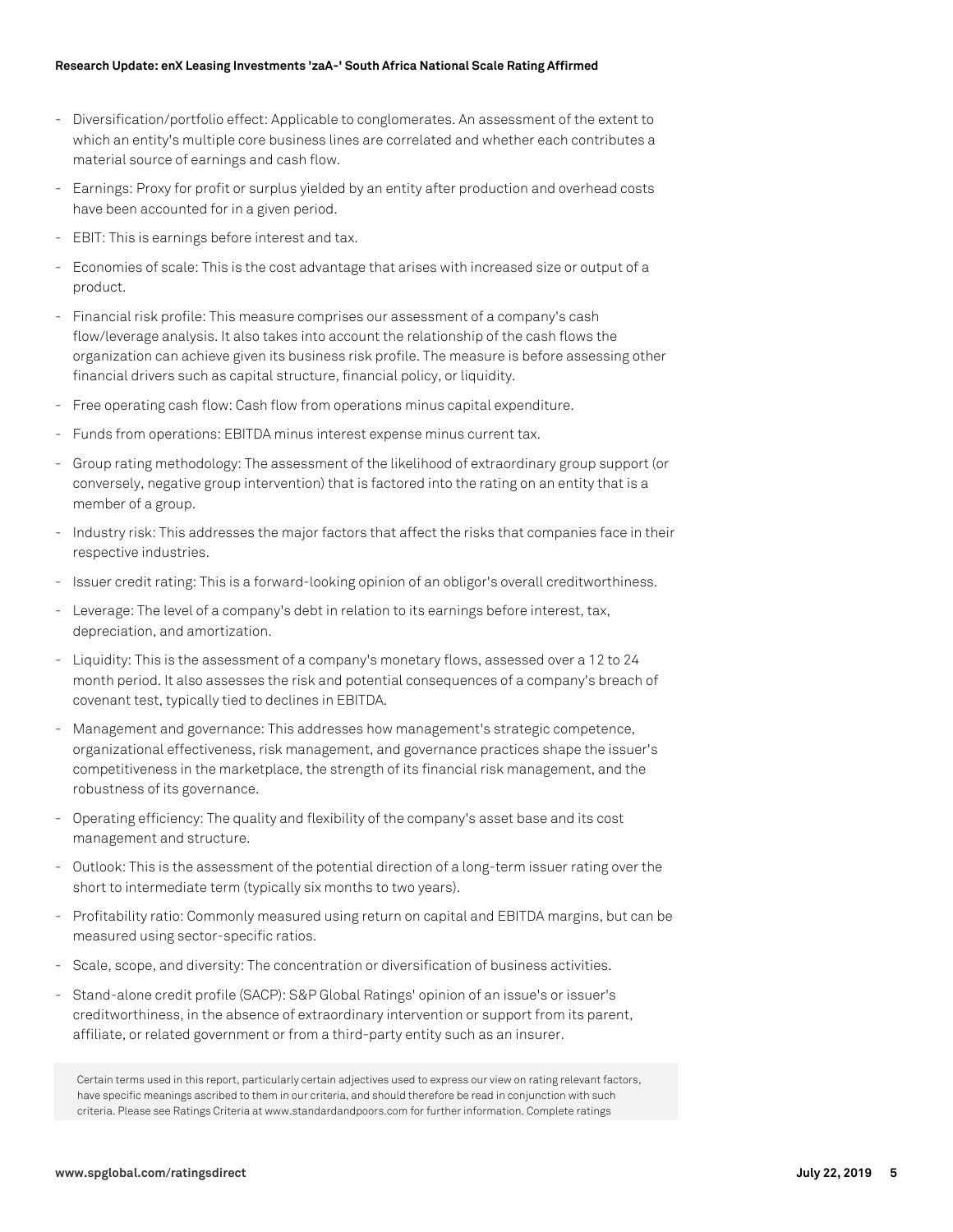- Diversification/portfolio effect: Applicable to conglomerates. An assessment of the extent to which an entity's multiple core business lines are correlated and whether each contributes a material source of earnings and cash flow.
- Earnings: Proxy for profit or surplus yielded by an entity after production and overhead costs have been accounted for in a given period.
- EBIT: This is earnings before interest and tax.
- Economies of scale: This is the cost advantage that arises with increased size or output of a product.
- Financial risk profile: This measure comprises our assessment of a company's cash flow/leverage analysis. It also takes into account the relationship of the cash flows the organization can achieve given its business risk profile. The measure is before assessing other financial drivers such as capital structure, financial policy, or liquidity.
- Free operating cash flow: Cash flow from operations minus capital expenditure.
- Funds from operations: EBITDA minus interest expense minus current tax.
- Group rating methodology: The assessment of the likelihood of extraordinary group support (or conversely, negative group intervention) that is factored into the rating on an entity that is a member of a group.
- Industry risk: This addresses the major factors that affect the risks that companies face in their respective industries.
- Issuer credit rating: This is a forward-looking opinion of an obligor's overall creditworthiness.
- Leverage: The level of a company's debt in relation to its earnings before interest, tax, depreciation, and amortization.
- Liquidity: This is the assessment of a company's monetary flows, assessed over a 12 to 24 month period. It also assesses the risk and potential consequences of a company's breach of covenant test, typically tied to declines in EBITDA.
- Management and governance: This addresses how management's strategic competence, organizational effectiveness, risk management, and governance practices shape the issuer's competitiveness in the marketplace, the strength of its financial risk management, and the robustness of its governance.
- Operating efficiency: The quality and flexibility of the company's asset base and its cost management and structure.
- Outlook: This is the assessment of the potential direction of a long-term issuer rating over the short to intermediate term (typically six months to two years).
- Profitability ratio: Commonly measured using return on capital and EBITDA margins, but can be measured using sector-specific ratios.
- Scale, scope, and diversity: The concentration or diversification of business activities.
- Stand-alone credit profile (SACP): S&P Global Ratings' opinion of an issue's or issuer's creditworthiness, in the absence of extraordinary intervention or support from its parent, affiliate, or related government or from a third-party entity such as an insurer.

Certain terms used in this report, particularly certain adjectives used to express our view on rating relevant factors, have specific meanings ascribed to them in our criteria, and should therefore be read in conjunction with such criteria. Please see Ratings Criteria at www.standardandpoors.com for further information. Complete ratings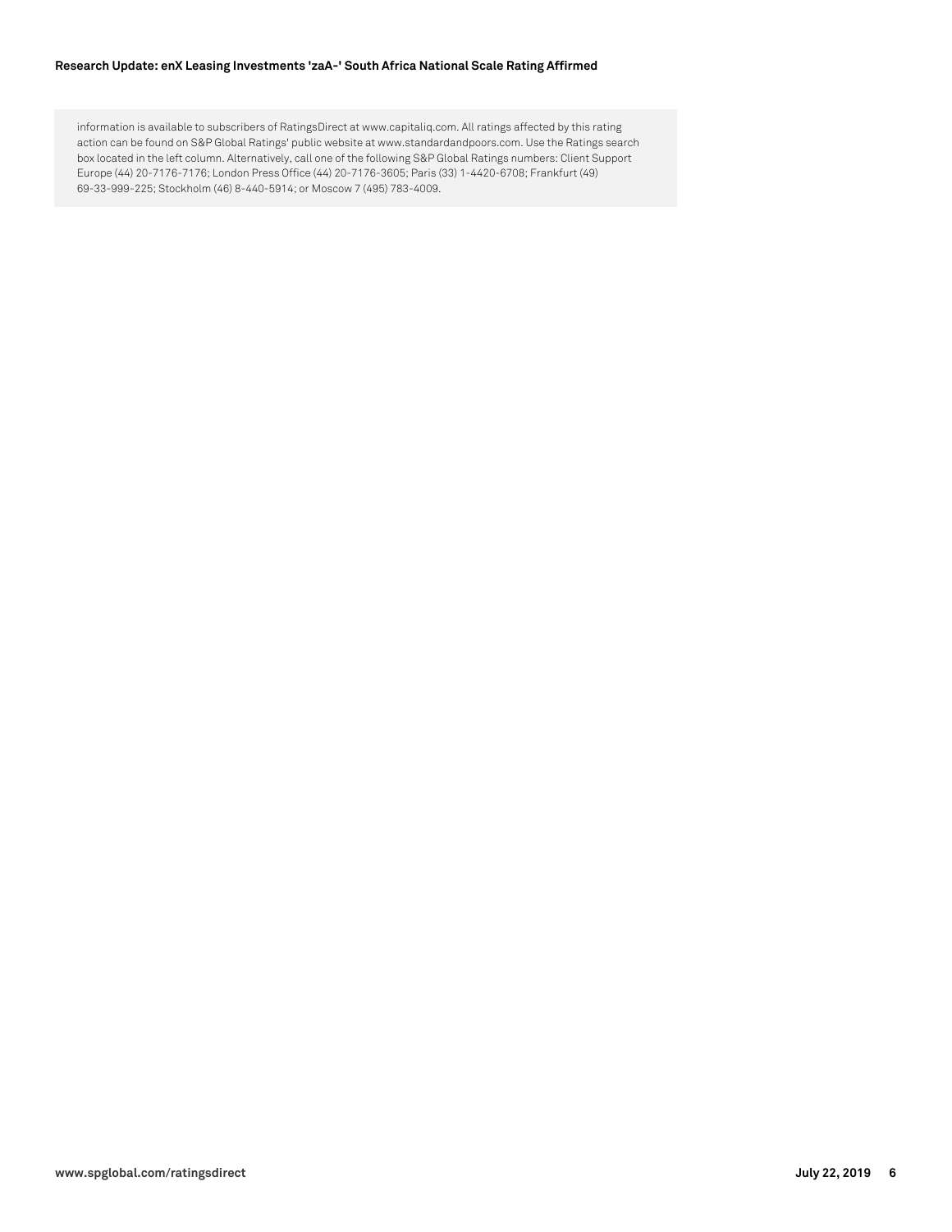information is available to subscribers of RatingsDirect at www.capitaliq.com. All ratings affected by this rating action can be found on S&P Global Ratings' public website at www.standardandpoors.com. Use the Ratings search box located in the left column. Alternatively, call one of the following S&P Global Ratings numbers: Client Support Europe (44) 20-7176-7176; London Press Office (44) 20-7176-3605; Paris (33) 1-4420-6708; Frankfurt (49) 69-33-999-225; Stockholm (46) 8-440-5914; or Moscow 7 (495) 783-4009.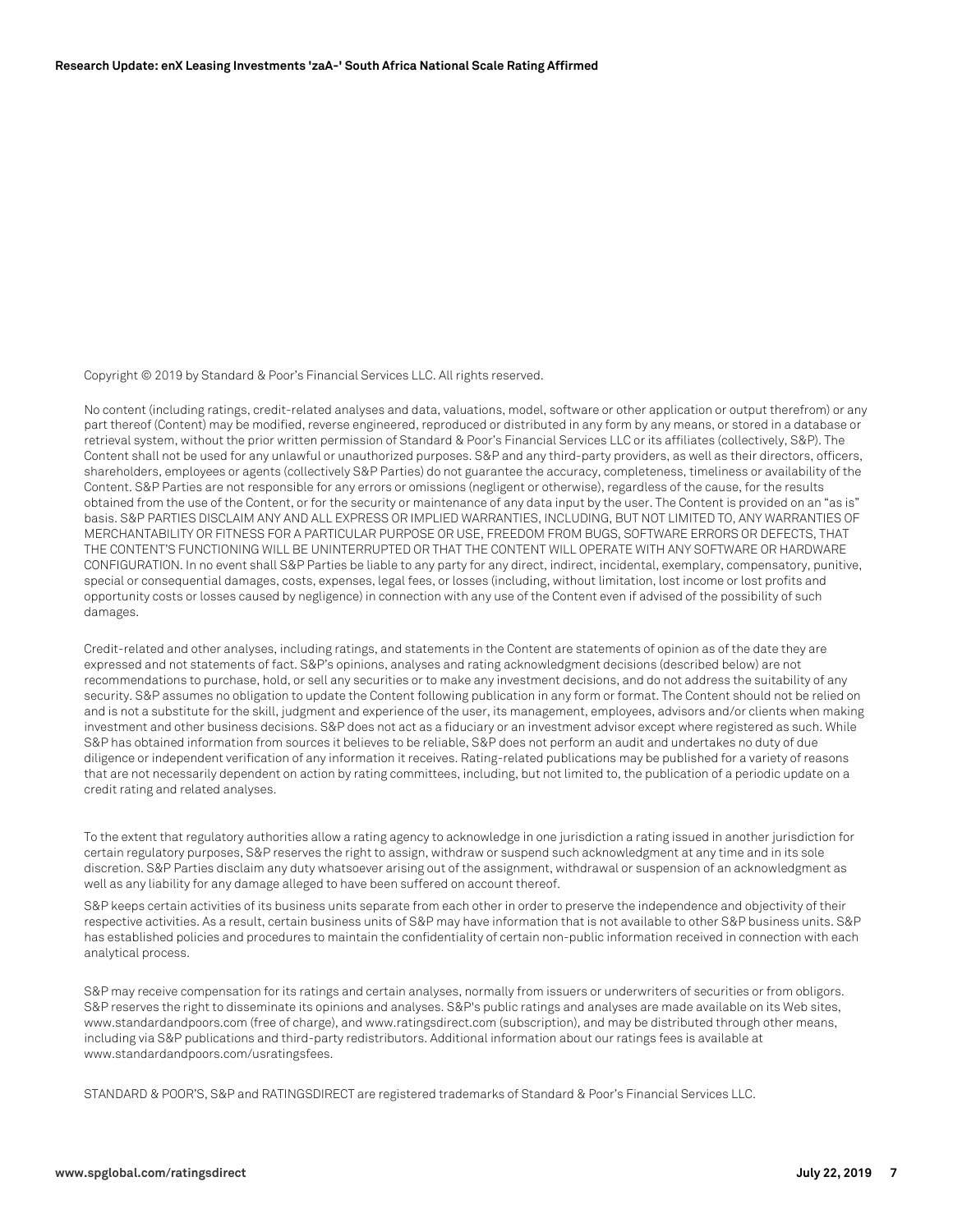Copyright © 2019 by Standard & Poor's Financial Services LLC. All rights reserved.

No content (including ratings, credit-related analyses and data, valuations, model, software or other application or output therefrom) or any part thereof (Content) may be modified, reverse engineered, reproduced or distributed in any form by any means, or stored in a database or retrieval system, without the prior written permission of Standard & Poor's Financial Services LLC or its affiliates (collectively, S&P). The Content shall not be used for any unlawful or unauthorized purposes. S&P and any third-party providers, as well as their directors, officers, shareholders, employees or agents (collectively S&P Parties) do not guarantee the accuracy, completeness, timeliness or availability of the Content. S&P Parties are not responsible for any errors or omissions (negligent or otherwise), regardless of the cause, for the results obtained from the use of the Content, or for the security or maintenance of any data input by the user. The Content is provided on an "as is" basis. S&P PARTIES DISCLAIM ANY AND ALL EXPRESS OR IMPLIED WARRANTIES, INCLUDING, BUT NOT LIMITED TO, ANY WARRANTIES OF MERCHANTABILITY OR FITNESS FOR A PARTICULAR PURPOSE OR USE, FREEDOM FROM BUGS, SOFTWARE ERRORS OR DEFECTS, THAT THE CONTENT'S FUNCTIONING WILL BE UNINTERRUPTED OR THAT THE CONTENT WILL OPERATE WITH ANY SOFTWARE OR HARDWARE CONFIGURATION. In no event shall S&P Parties be liable to any party for any direct, indirect, incidental, exemplary, compensatory, punitive, special or consequential damages, costs, expenses, legal fees, or losses (including, without limitation, lost income or lost profits and opportunity costs or losses caused by negligence) in connection with any use of the Content even if advised of the possibility of such damages.

Credit-related and other analyses, including ratings, and statements in the Content are statements of opinion as of the date they are expressed and not statements of fact. S&P's opinions, analyses and rating acknowledgment decisions (described below) are not recommendations to purchase, hold, or sell any securities or to make any investment decisions, and do not address the suitability of any security. S&P assumes no obligation to update the Content following publication in any form or format. The Content should not be relied on and is not a substitute for the skill, judgment and experience of the user, its management, employees, advisors and/or clients when making investment and other business decisions. S&P does not act as a fiduciary or an investment advisor except where registered as such. While S&P has obtained information from sources it believes to be reliable, S&P does not perform an audit and undertakes no duty of due diligence or independent verification of any information it receives. Rating-related publications may be published for a variety of reasons that are not necessarily dependent on action by rating committees, including, but not limited to, the publication of a periodic update on a credit rating and related analyses.

To the extent that regulatory authorities allow a rating agency to acknowledge in one jurisdiction a rating issued in another jurisdiction for certain regulatory purposes, S&P reserves the right to assign, withdraw or suspend such acknowledgment at any time and in its sole discretion. S&P Parties disclaim any duty whatsoever arising out of the assignment, withdrawal or suspension of an acknowledgment as well as any liability for any damage alleged to have been suffered on account thereof.

S&P keeps certain activities of its business units separate from each other in order to preserve the independence and objectivity of their respective activities. As a result, certain business units of S&P may have information that is not available to other S&P business units. S&P has established policies and procedures to maintain the confidentiality of certain non-public information received in connection with each analytical process.

S&P may receive compensation for its ratings and certain analyses, normally from issuers or underwriters of securities or from obligors. S&P reserves the right to disseminate its opinions and analyses. S&P's public ratings and analyses are made available on its Web sites, www.standardandpoors.com (free of charge), and www.ratingsdirect.com (subscription), and may be distributed through other means, including via S&P publications and third-party redistributors. Additional information about our ratings fees is available at www.standardandpoors.com/usratingsfees.

STANDARD & POOR'S, S&P and RATINGSDIRECT are registered trademarks of Standard & Poor's Financial Services LLC.